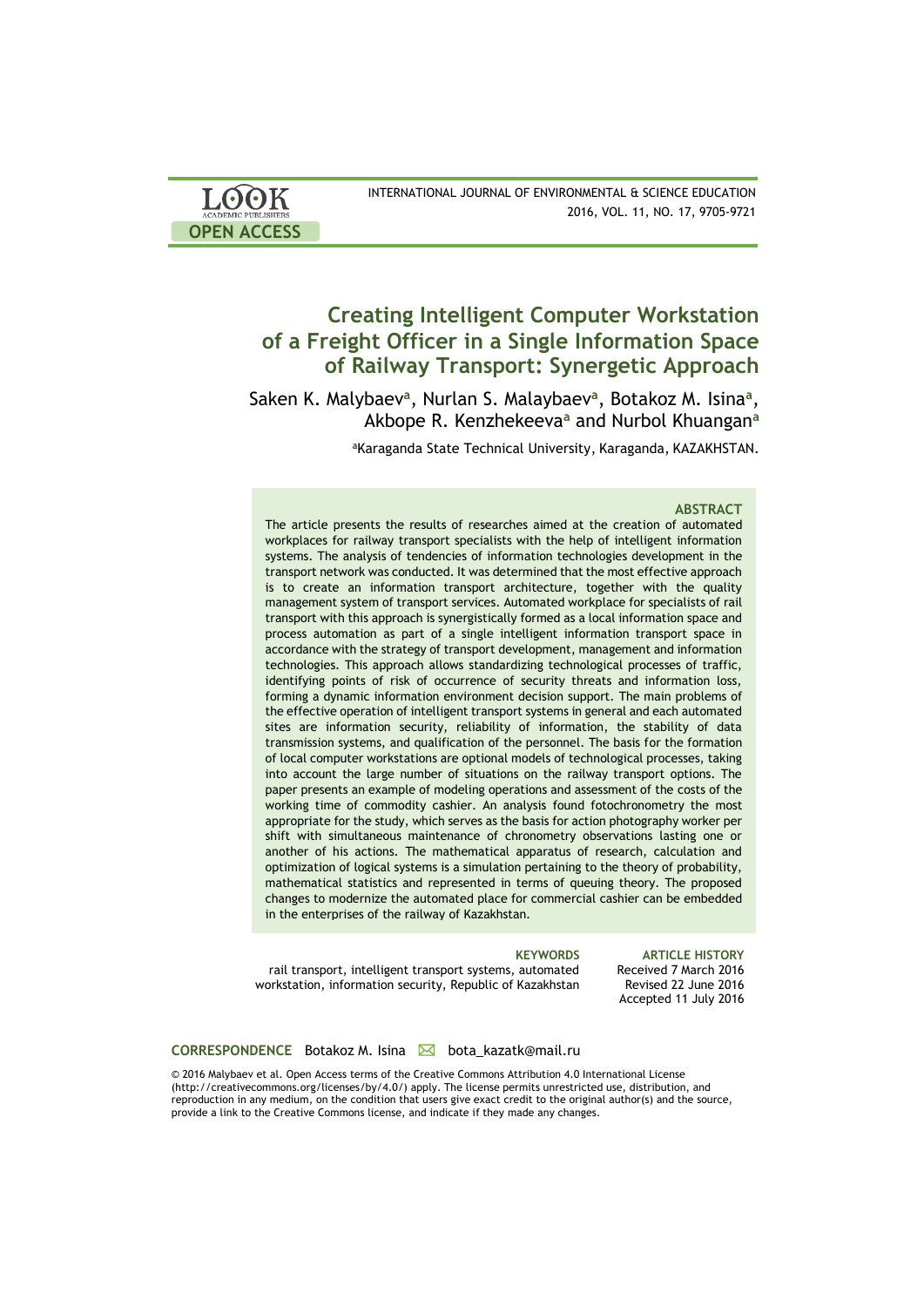OPEN ACCESS

# Creating Intelligent Computer Workstation of a Freight Officer in a Single Information Space of Railway Transport: Synergetic Approach

Saken K. Malybaev[a], Nurlan S. Malaybaev[a], Botakoz M. Isina[a], Akbope R. Kenzhekeeva[a] and Nurbol Khuangan[a]

[a]Karaganda State Technical University, Karaganda, KAZAKHSTAN.

## ABSTRACT

The article presents the results of researches aimed at the creation of automated workplaces for railway transport specialists with the help of intelligent information systems. The analysis of tendencies of information technologies development in the transport network was conducted. It was determined that the most effective approach is to create an information transport architecture, together with the quality management system of transport services. Automated workplace for specialists of rail transport with this approach is synergistically formed as a local information space and process automation as part of a single intelligent information transport space in accordance with the strategy of transport development, management and information technologies. This approach allows standardizing technological processes of traffic, identifying points of risk of occurrence of security threats and information loss, forming a dynamic information environment decision support. The main problems of the effective operation of intelligent transport systems in general and each automated sites are information security, reliability of information, the stability of data transmission systems, and qualification of the personnel. The basis for the formation of local computer workstations are optional models of technological processes, taking into account the large number of situations on the railway transport options. The paper presents an example of modeling operations and assessment of the costs of the working time of commodity cashier. An analysis found fotochronometry the most appropriate for the study, which serves as the basis for action photography worker per shift with simultaneous maintenance of chronometry observations lasting one or another of his actions. The mathematical apparatus of research, calculation and optimization of logical systems is a simulation pertaining to the theory of probability, mathematical statistics and represented in terms of queuing theory. The proposed changes to modernize the automated place for commercial cashier can be embedded in the enterprises of the railway of Kazakhstan.

**KEYWORDS**
rail transport, intelligent transport systems, automated workstation, information security, Republic of Kazakhstan

**ARTICLE HISTORY**
Received 7 March 2016
Revised 22 June 2016
Accepted 11 July 2016

**CORRESPONDENCE** Botakoz M. Isina bota_kazatk@mail.ru

© 2016 Malybaev et al. Open Access terms of the Creative Commons Attribution 4.0 International License (http://creativecommons.org/licenses/by/4.0/) apply. The license permits unrestricted use, distribution, and reproduction in any medium, on the condition that users give exact credit to the original author(s) and the source, provide a link to the Creative Commons license, and indicate if they made any changes.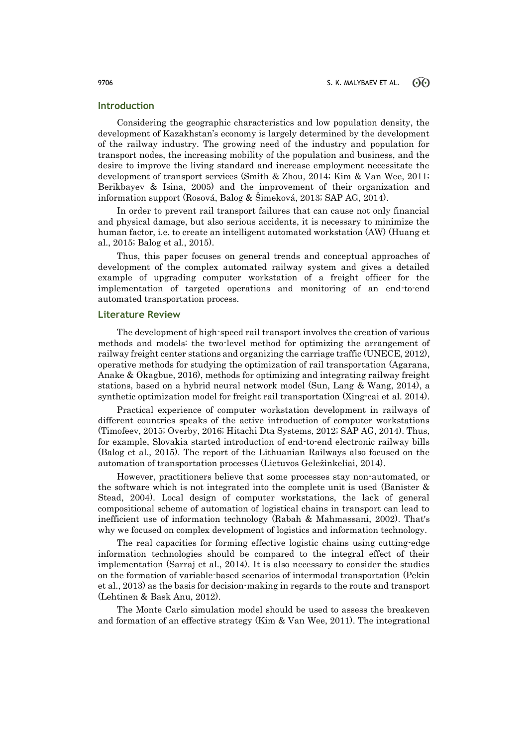## Introduction

Considering the geographic characteristics and low population density, the development of Kazakhstan's economy is largely determined by the development of the railway industry. The growing need of the industry and population for transport nodes, the increasing mobility of the population and business, and the desire to improve the living standard and increase employment necessitate the development of transport services (Smith & Zhou, 2014; Kim & Van Wee, 2011; Berikbayev & Isina, 2005) and the improvement of their organization and information support (Rosová, Balog & Šimeková, 2013; SAP AG, 2014).

In order to prevent rail transport failures that can cause not only financial and physical damage, but also serious accidents, it is necessary to minimize the human factor, i.e. to create an intelligent automated workstation (AW) (Huang et al., 2015; Balog et al., 2015).

Thus, this paper focuses on general trends and conceptual approaches of development of the complex automated railway system and gives a detailed example of upgrading computer workstation of a freight officer for the implementation of targeted operations and monitoring of an end-to-end automated transportation process.

## Literature Review

The development of high-speed rail transport involves the creation of various methods and models: the two-level method for optimizing the arrangement of railway freight center stations and organizing the carriage traffic (UNECE, 2012), operative methods for studying the optimization of rail transportation (Agarana, Anake & Okagbue, 2016), methods for optimizing and integrating railway freight stations, based on a hybrid neural network model (Sun, Lang & Wang, 2014), a synthetic optimization model for freight rail transportation (Xing-cai et al. 2014).

Practical experience of computer workstation development in railways of different countries speaks of the active introduction of computer workstations (Timofeev, 2015; Overby, 2016; Hitachi Dta Systems, 2012; SAP AG, 2014). Thus, for example, Slovakia started introduction of end-to-end electronic railway bills (Balog et al., 2015). The report of the Lithuanian Railways also focused on the automation of transportation processes (Lietuvos Geležinkeliai, 2014).

However, practitioners believe that some processes stay non-automated, or the software which is not integrated into the complete unit is used (Banister & Stead, 2004). Local design of computer workstations, the lack of general compositional scheme of automation of logistical chains in transport can lead to inefficient use of information technology (Rabah & Mahmassani, 2002). That's why we focused on complex development of logistics and information technology.

The real capacities for forming effective logistic chains using cutting-edge information technologies should be compared to the integral effect of their implementation (Sarraj et al., 2014). It is also necessary to consider the studies on the formation of variable-based scenarios of intermodal transportation (Pekin et al., 2013) as the basis for decision-making in regards to the route and transport (Lehtinen & Bask Anu, 2012).

The Monte Carlo simulation model should be used to assess the breakeven and formation of an effective strategy (Kim & Van Wee, 2011). The integrational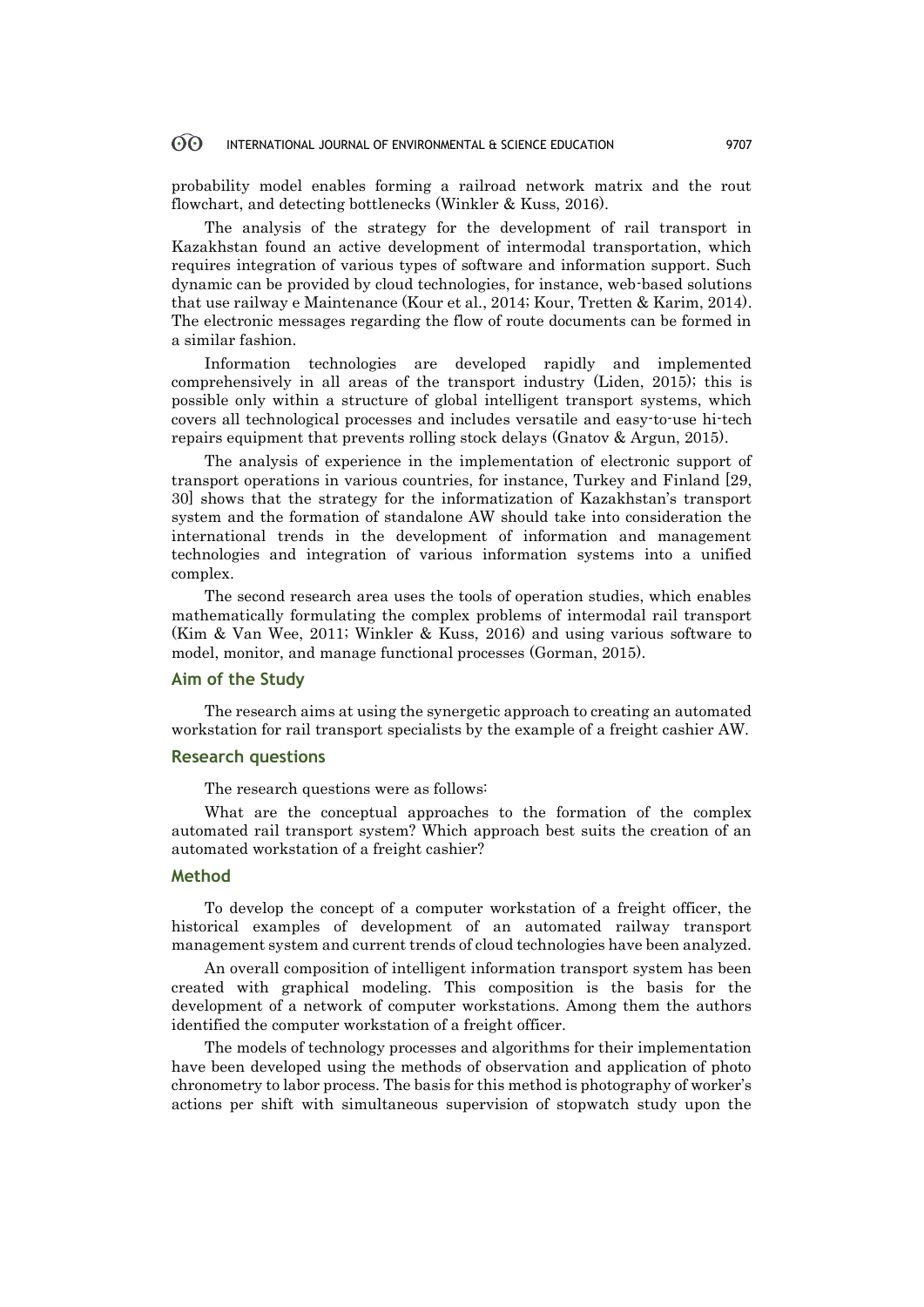probability model enables forming a railroad network matrix and the rout flowchart, and detecting bottlenecks (Winkler & Kuss, 2016).

The analysis of the strategy for the development of rail transport in Kazakhstan found an active development of intermodal transportation, which requires integration of various types of software and information support. Such dynamic can be provided by cloud technologies, for instance, web-based solutions that use railway e Maintenance (Kour et al., 2014; Kour, Tretten & Karim, 2014). The electronic messages regarding the flow of route documents can be formed in a similar fashion.

Information technologies are developed rapidly and implemented comprehensively in all areas of the transport industry (Liden, 2015); this is possible only within a structure of global intelligent transport systems, which covers all technological processes and includes versatile and easy-to-use hi-tech repairs equipment that prevents rolling stock delays (Gnatov & Argun, 2015).

The analysis of experience in the implementation of electronic support of transport operations in various countries, for instance, Turkey and Finland [29, 30] shows that the strategy for the informatization of Kazakhstan's transport system and the formation of standalone AW should take into consideration the international trends in the development of information and management technologies and integration of various information systems into a unified complex.

The second research area uses the tools of operation studies, which enables mathematically formulating the complex problems of intermodal rail transport (Kim & Van Wee, 2011; Winkler & Kuss, 2016) and using various software to model, monitor, and manage functional processes (Gorman, 2015).

## Aim of the Study

The research aims at using the synergetic approach to creating an automated workstation for rail transport specialists by the example of a freight cashier AW.

## Research questions

The research questions were as follows:

What are the conceptual approaches to the formation of the complex automated rail transport system? Which approach best suits the creation of an automated workstation of a freight cashier?

## Method

To develop the concept of a computer workstation of a freight officer, the historical examples of development of an automated railway transport management system and current trends of cloud technologies have been analyzed.

An overall composition of intelligent information transport system has been created with graphical modeling. This composition is the basis for the development of a network of computer workstations. Among them the authors identified the computer workstation of a freight officer.

The models of technology processes and algorithms for their implementation have been developed using the methods of observation and application of photo chronometry to labor process. The basis for this method is photography of worker's actions per shift with simultaneous supervision of stopwatch study upon the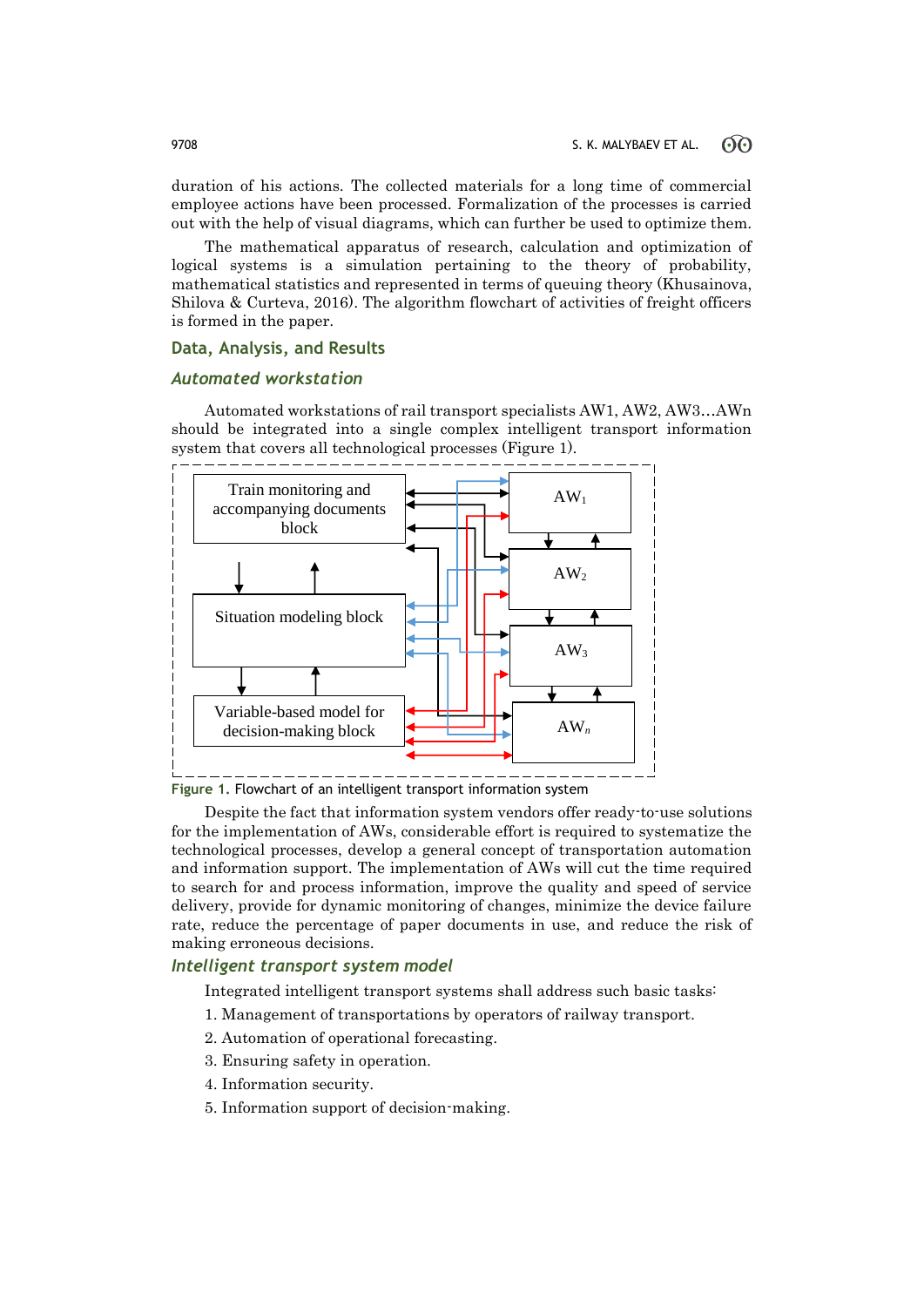duration of his actions. The collected materials for a long time of commercial employee actions have been processed. Formalization of the processes is carried out with the help of visual diagrams, which can further be used to optimize them.

The mathematical apparatus of research, calculation and optimization of logical systems is a simulation pertaining to the theory of probability, mathematical statistics and represented in terms of queuing theory (Khusainova, Shilova & Curteva, 2016). The algorithm flowchart of activities of freight officers is formed in the paper.

## Data, Analysis, and Results

### *Automated workstation*

Automated workstations of rail transport specialists AW1, AW2, AW3…AWn should be integrated into a single complex intelligent transport information system that covers all technological processes (Figure 1).

**Figure 1.** Flowchart of an intelligent transport information system

Despite the fact that information system vendors offer ready-to-use solutions for the implementation of AWs, considerable effort is required to systematize the technological processes, develop a general concept of transportation automation and information support. The implementation of AWs will cut the time required to search for and process information, improve the quality and speed of service delivery, provide for dynamic monitoring of changes, minimize the device failure rate, reduce the percentage of paper documents in use, and reduce the risk of making erroneous decisions.

### *Intelligent transport system model*

Integrated intelligent transport systems shall address such basic tasks:

1. Management of transportations by operators of railway transport.
2. Automation of operational forecasting.
3. Ensuring safety in operation.
4. Information security.
5. Information support of decision-making.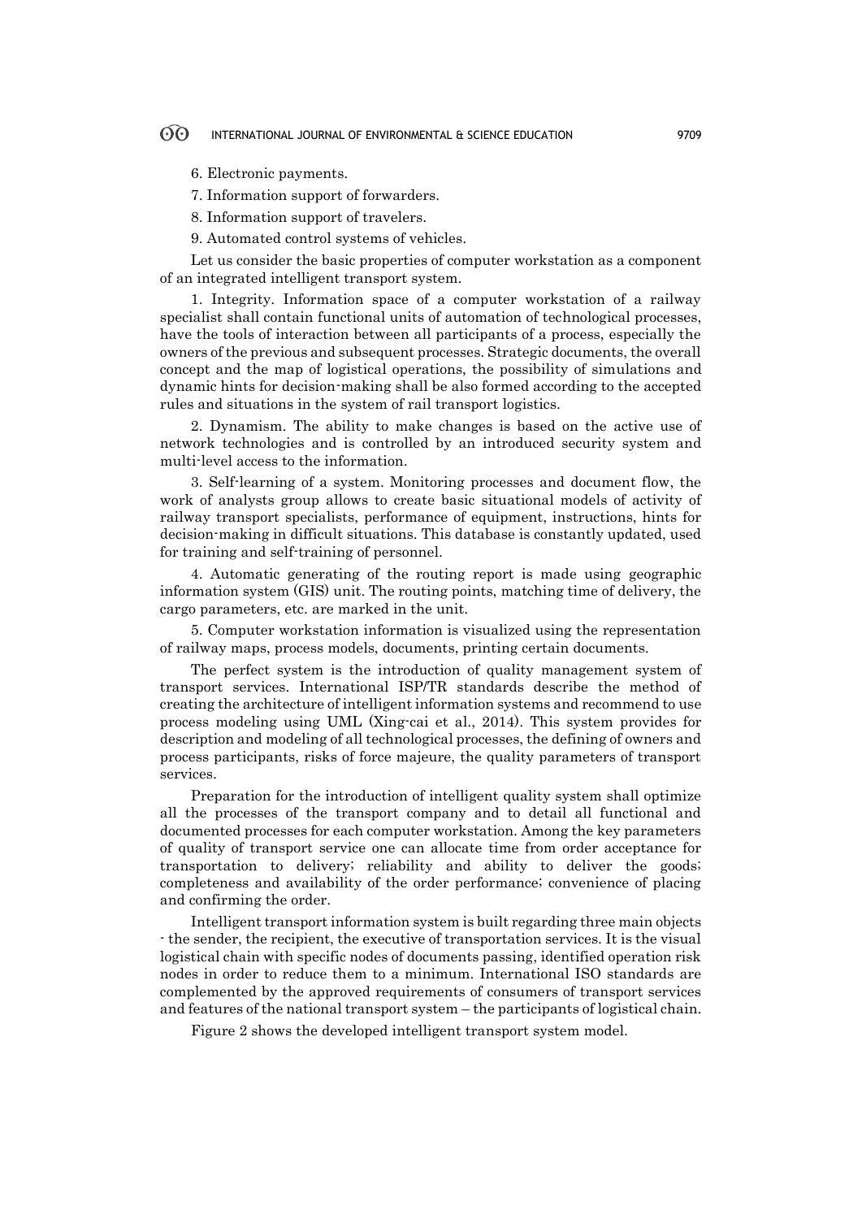6. Electronic payments.

7. Information support of forwarders.

8. Information support of travelers.

9. Automated control systems of vehicles.

Let us consider the basic properties of computer workstation as a component of an integrated intelligent transport system.

1. Integrity. Information space of a computer workstation of a railway specialist shall contain functional units of automation of technological processes, have the tools of interaction between all participants of a process, especially the owners of the previous and subsequent processes. Strategic documents, the overall concept and the map of logistical operations, the possibility of simulations and dynamic hints for decision-making shall be also formed according to the accepted rules and situations in the system of rail transport logistics.

2. Dynamism. The ability to make changes is based on the active use of network technologies and is controlled by an introduced security system and multi-level access to the information.

3. Self-learning of a system. Monitoring processes and document flow, the work of analysts group allows to create basic situational models of activity of railway transport specialists, performance of equipment, instructions, hints for decision-making in difficult situations. This database is constantly updated, used for training and self-training of personnel.

4. Automatic generating of the routing report is made using geographic information system (GIS) unit. The routing points, matching time of delivery, the cargo parameters, etc. are marked in the unit.

5. Computer workstation information is visualized using the representation of railway maps, process models, documents, printing certain documents.

The perfect system is the introduction of quality management system of transport services. International ISP/TR standards describe the method of creating the architecture of intelligent information systems and recommend to use process modeling using UML (Xing-cai et al., 2014). This system provides for description and modeling of all technological processes, the defining of owners and process participants, risks of force majeure, the quality parameters of transport services.

Preparation for the introduction of intelligent quality system shall optimize all the processes of the transport company and to detail all functional and documented processes for each computer workstation. Among the key parameters of quality of transport service one can allocate time from order acceptance for transportation to delivery; reliability and ability to deliver the goods; completeness and availability of the order performance; convenience of placing and confirming the order.

Intelligent transport information system is built regarding three main objects - the sender, the recipient, the executive of transportation services. It is the visual logistical chain with specific nodes of documents passing, identified operation risk nodes in order to reduce them to a minimum. International ISO standards are complemented by the approved requirements of consumers of transport services and features of the national transport system – the participants of logistical chain.

Figure 2 shows the developed intelligent transport system model.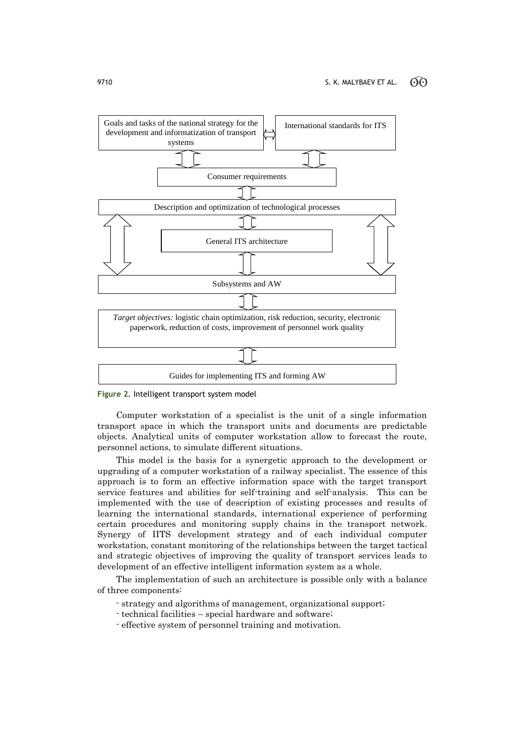Goals and tasks of the national strategy for the development and informatization of transport systems

International standards for ITS

Consumer requirements

Description and optimization of technological processes

General ITS architecture

Subsystems and AW

*Target objectives:* logistic chain optimization, risk reduction, security, electronic paperwork, reduction of costs, improvement of personnel work quality

Guides for implementing ITS and forming AW

**Figure 2.** Intelligent transport system model

Computer workstation of a specialist is the unit of a single information transport space in which the transport units and documents are predictable objects. Analytical units of computer workstation allow to forecast the route, personnel actions, to simulate different situations.

This model is the basis for a synergetic approach to the development or upgrading of a computer workstation of a railway specialist. The essence of this approach is to form an effective information space with the target transport service features and abilities for self-training and self-analysis. This can be implemented with the use of description of existing processes and results of learning the international standards, international experience of performing certain procedures and monitoring supply chains in the transport network. Synergy of IITS development strategy and of each individual computer workstation, constant monitoring of the relationships between the target tactical and strategic objectives of improving the quality of transport services leads to development of an effective intelligent information system as a whole.

The implementation of such an architecture is possible only with a balance of three components:

- strategy and algorithms of management, organizational support;
- technical facilities – special hardware and software;
- effective system of personnel training and motivation.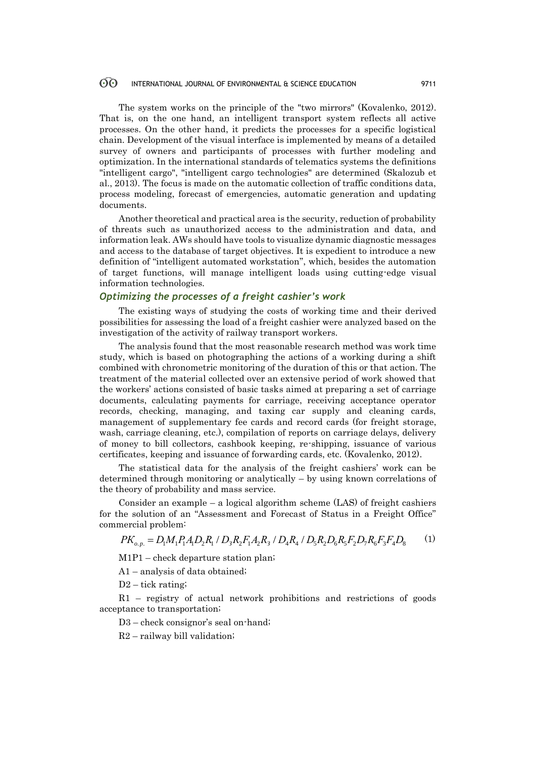The system works on the principle of the "two mirrors" (Kovalenko, 2012). That is, on the one hand, an intelligent transport system reflects all active processes. On the other hand, it predicts the processes for a specific logistical chain. Development of the visual interface is implemented by means of a detailed survey of owners and participants of processes with further modeling and optimization. In the international standards of telematics systems the definitions "intelligent cargo", "intelligent cargo technologies" are determined (Skalozub et al., 2013). The focus is made on the automatic collection of traffic conditions data, process modeling, forecast of emergencies, automatic generation and updating documents.

Another theoretical and practical area is the security, reduction of probability of threats such as unauthorized access to the administration and data, and information leak. AWs should have tools to visualize dynamic diagnostic messages and access to the database of target objectives. It is expedient to introduce a new definition of "intelligent automated workstation", which, besides the automation of target functions, will manage intelligent loads using cutting-edge visual information technologies.

### *Optimizing the processes of a freight cashier's work*

The existing ways of studying the costs of working time and their derived possibilities for assessing the load of a freight cashier were analyzed based on the investigation of the activity of railway transport workers.

The analysis found that the most reasonable research method was work time study, which is based on photographing the actions of a working during a shift combined with chronometric monitoring of the duration of this or that action. The treatment of the material collected over an extensive period of work showed that the workers' actions consisted of basic tasks aimed at preparing a set of carriage documents, calculating payments for carriage, receiving acceptance operator records, checking, managing, and taxing car supply and cleaning cards, management of supplementary fee cards and record cards (for freight storage, wash, carriage cleaning, etc.), compilation of reports on carriage delays, delivery of money to bill collectors, cashbook keeping, re-shipping, issuance of various certificates, keeping and issuance of forwarding cards, etc. (Kovalenko, 2012).

The statistical data for the analysis of the freight cashiers' work can be determined through monitoring or analytically – by using known correlations of the theory of probability and mass service.

Consider an example – a logical algorithm scheme (LAS) of freight cashiers for the solution of an "Assessment and Forecast of Status in a Freight Office" commercial problem:

$$PK_{o.p.} = D_1M_1P_1A_1D_2R_1 / D_3R_2F_1A_2R_3 / D_4R_4 / D_5R_2D_6R_5F_2D_7R_6F_3F_4D_8 \quad (1)$$

M1P1 – check departure station plan;

A1 – analysis of data obtained;

D2 – tick rating;

R1 – registry of actual network prohibitions and restrictions of goods acceptance to transportation;

D3 – check consignor's seal on-hand;

R2 – railway bill validation;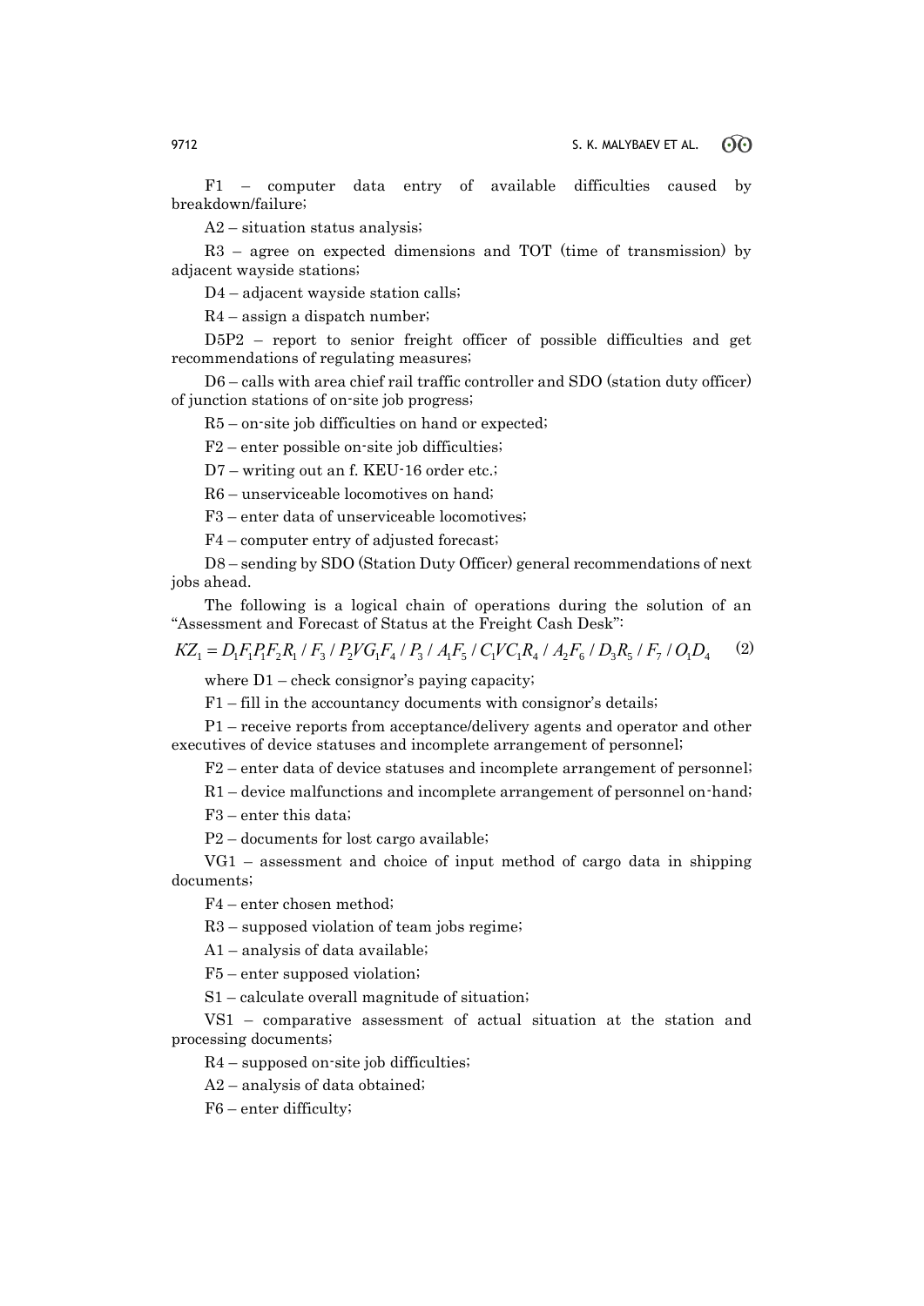F1 – computer data entry of available difficulties caused by breakdown/failure;

A2 – situation status analysis;

R3 – agree on expected dimensions and TOT (time of transmission) by adjacent wayside stations;

D4 – adjacent wayside station calls;

R4 – assign a dispatch number;

D5P2 – report to senior freight officer of possible difficulties and get recommendations of regulating measures;

D6 – calls with area chief rail traffic controller and SDO (station duty officer) of junction stations of on-site job progress;

R5 – on-site job difficulties on hand or expected;

F2 – enter possible on-site job difficulties;

D7 – writing out an f. KEU-16 order etc.;

R6 – unserviceable locomotives on hand;

F3 – enter data of unserviceable locomotives;

F4 – computer entry of adjusted forecast;

D8 – sending by SDO (Station Duty Officer) general recommendations of next jobs ahead.

The following is a logical chain of operations during the solution of an "Assessment and Forecast of Status at the Freight Cash Desk":

$$KZ_1 = D_1F_1P_1F_2R_1 / F_3 / P_2VG_1F_4 / P_3 / A_1F_5 / C_1VC_1R_4 / A_2F_6 / D_3R_5 / F_7 / O_1D_4 \quad (2)$$

where D1 – check consignor's paying capacity;

F1 – fill in the accountancy documents with consignor's details;

P1 – receive reports from acceptance/delivery agents and operator and other executives of device statuses and incomplete arrangement of personnel;

F2 – enter data of device statuses and incomplete arrangement of personnel;

R1 – device malfunctions and incomplete arrangement of personnel on-hand;

F3 – enter this data;

P2 – documents for lost cargo available;

VG1 – assessment and choice of input method of cargo data in shipping documents;

F4 – enter chosen method;

R3 – supposed violation of team jobs regime;

A1 – analysis of data available;

F5 – enter supposed violation;

S1 – calculate overall magnitude of situation;

VS1 – comparative assessment of actual situation at the station and processing documents;

R4 – supposed on-site job difficulties;

A2 – analysis of data obtained;

F6 – enter difficulty;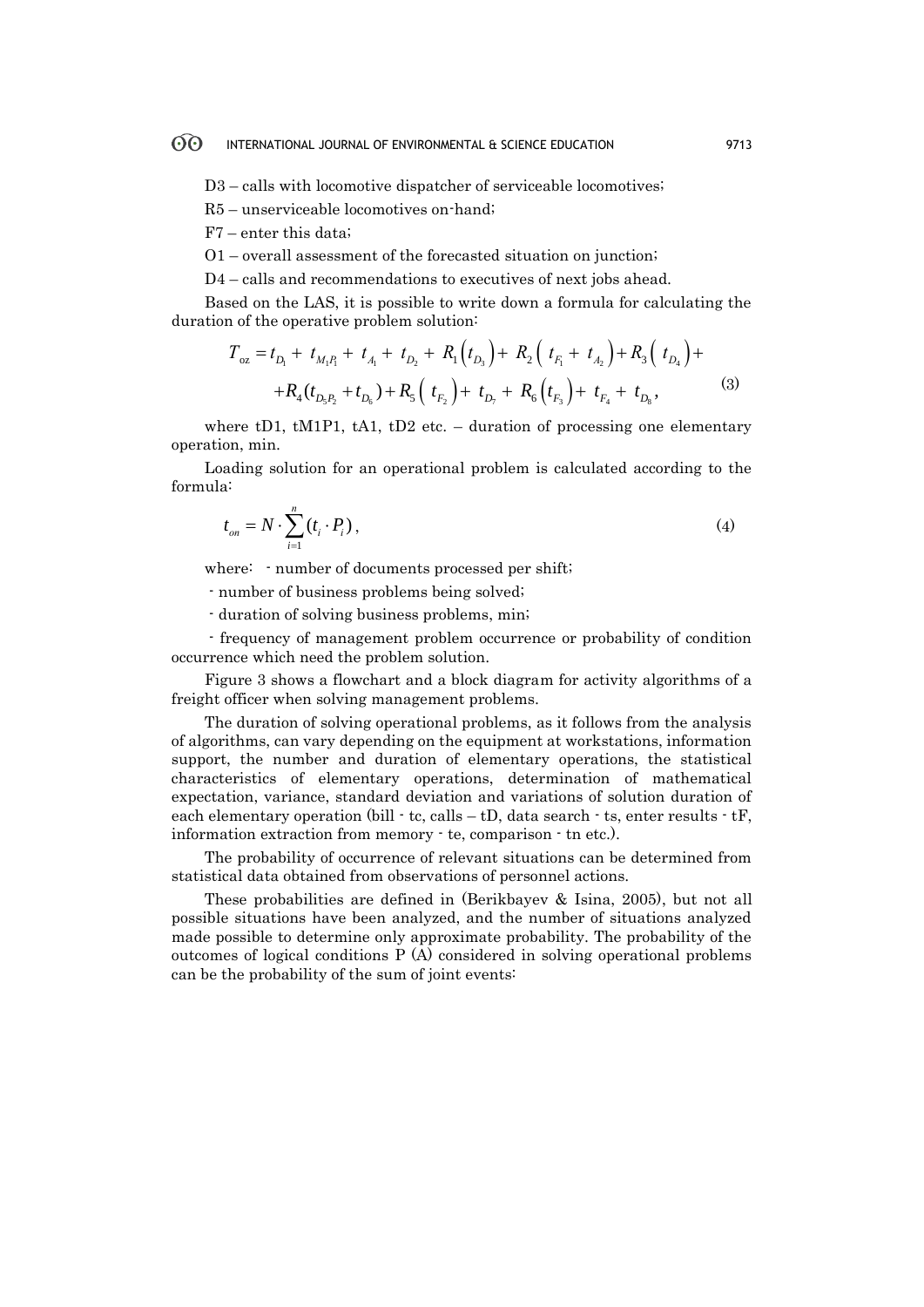D3 – calls with locomotive dispatcher of serviceable locomotives;

R5 – unserviceable locomotives on-hand;

F7 – enter this data;

O1 – overall assessment of the forecasted situation on junction;

D4 – calls and recommendations to executives of next jobs ahead.

Based on the LAS, it is possible to write down a formula for calculating the duration of the operative problem solution:

$$T_{oz} = t_{D_1} + t_{M_1P_1} + t_{A_1} + t_{D_2} + R_1\left(t_{D_3}\right) + R_2\left(t_{F_1} + t_{A_2}\right) + R_3\left(t_{D_4}\right) + \\ + R_4(t_{D_5P_2} + t_{D_6}) + R_5\left(t_{F_2}\right) + t_{D_7} + R_6\left(t_{F_3}\right) + t_{F_4} + t_{D_8}, \tag{3}$$

where tD1, tM1P1, tA1, tD2 etc. – duration of processing one elementary operation, min.

Loading solution for an operational problem is calculated according to the formula:

$$t_{on} = N \cdot \sum_{i=1}^{n} (t_i \cdot P_i), \tag{4}$$

where: - number of documents processed per shift;

- number of business problems being solved;

- duration of solving business problems, min;

- frequency of management problem occurrence or probability of condition occurrence which need the problem solution.

Figure 3 shows a flowchart and a block diagram for activity algorithms of a freight officer when solving management problems.

The duration of solving operational problems, as it follows from the analysis of algorithms, can vary depending on the equipment at workstations, information support, the number and duration of elementary operations, the statistical characteristics of elementary operations, determination of mathematical expectation, variance, standard deviation and variations of solution duration of each elementary operation (bill - tc, calls – tD, data search - ts, enter results - tF, information extraction from memory - te, comparison - tn etc.).

The probability of occurrence of relevant situations can be determined from statistical data obtained from observations of personnel actions.

These probabilities are defined in (Berikbayev & Isina, 2005), but not all possible situations have been analyzed, and the number of situations analyzed made possible to determine only approximate probability. The probability of the outcomes of logical conditions P (A) considered in solving operational problems can be the probability of the sum of joint events: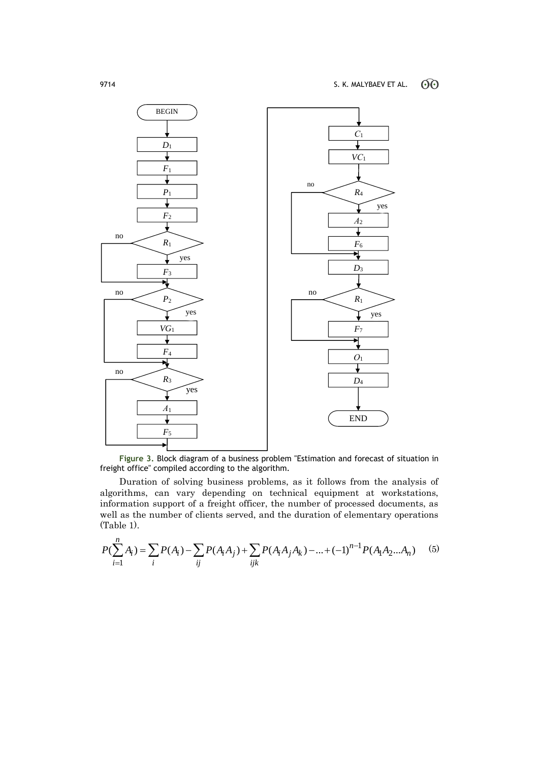**Figure 3.** Block diagram of a business problem "Estimation and forecast of situation in freight office" compiled according to the algorithm.

Duration of solving business problems, as it follows from the analysis of algorithms, can vary depending on technical equipment at workstations, information support of a freight officer, the number of processed documents, as well as the number of clients served, and the duration of elementary operations (Table 1).

$$P(\sum_{i=1}^{n} A_i) = \sum_{i} P(A_i) - \sum_{ij} P(A_i A_j) + \sum_{ijk} P(A_i A_j A_k) - ... + (-1)^{n-1} P(A_1 A_2 ... A_n) \quad (5)$$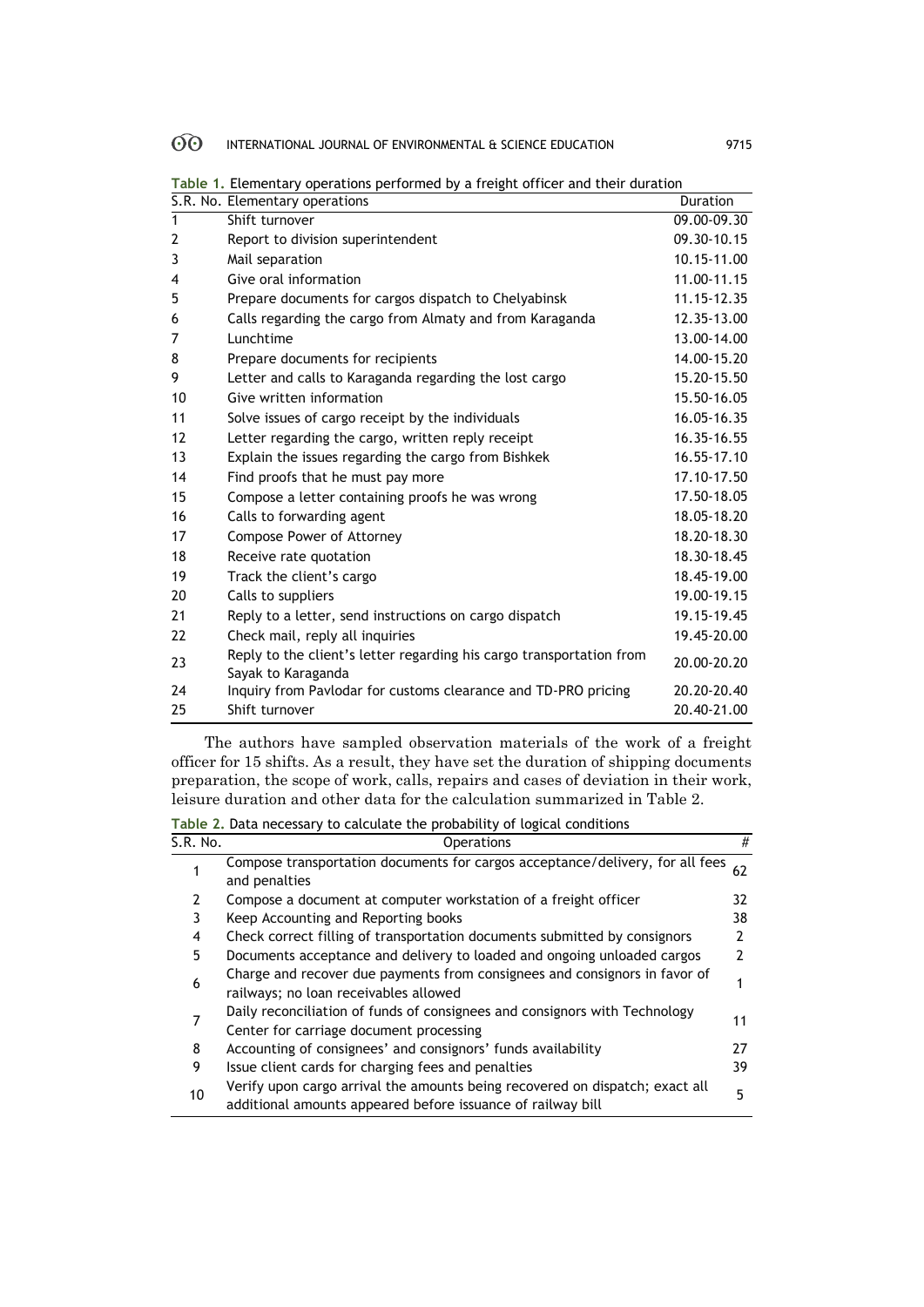**Table 1.** Elementary operations performed by a freight officer and their duration

| S.R. No. | Elementary operations | Duration |
|---|---|---|
| 1 | Shift turnover | 09.00-09.30 |
| 2 | Report to division superintendent | 09.30-10.15 |
| 3 | Mail separation | 10.15-11.00 |
| 4 | Give oral information | 11.00-11.15 |
| 5 | Prepare documents for cargos dispatch to Chelyabinsk | 11.15-12.35 |
| 6 | Calls regarding the cargo from Almaty and from Karaganda | 12.35-13.00 |
| 7 | Lunchtime | 13.00-14.00 |
| 8 | Prepare documents for recipients | 14.00-15.20 |
| 9 | Letter and calls to Karaganda regarding the lost cargo | 15.20-15.50 |
| 10 | Give written information | 15.50-16.05 |
| 11 | Solve issues of cargo receipt by the individuals | 16.05-16.35 |
| 12 | Letter regarding the cargo, written reply receipt | 16.35-16.55 |
| 13 | Explain the issues regarding the cargo from Bishkek | 16.55-17.10 |
| 14 | Find proofs that he must pay more | 17.10-17.50 |
| 15 | Compose a letter containing proofs he was wrong | 17.50-18.05 |
| 16 | Calls to forwarding agent | 18.05-18.20 |
| 17 | Compose Power of Attorney | 18.20-18.30 |
| 18 | Receive rate quotation | 18.30-18.45 |
| 19 | Track the client's cargo | 18.45-19.00 |
| 20 | Calls to suppliers | 19.00-19.15 |
| 21 | Reply to a letter, send instructions on cargo dispatch | 19.15-19.45 |
| 22 | Check mail, reply all inquiries | 19.45-20.00 |
| 23 | Reply to the client's letter regarding his cargo transportation from Sayak to Karaganda | 20.00-20.20 |
| 24 | Inquiry from Pavlodar for customs clearance and TD-PRO pricing | 20.20-20.40 |
| 25 | Shift turnover | 20.40-21.00 |

The authors have sampled observation materials of the work of a freight officer for 15 shifts. As a result, they have set the duration of shipping documents preparation, the scope of work, calls, repairs and cases of deviation in their work, leisure duration and other data for the calculation summarized in Table 2.

**Table 2.** Data necessary to calculate the probability of logical conditions

| S.R. No. | Operations | # |
|---|---|---|
| 1 | Compose transportation documents for cargos acceptance/delivery, for all fees and penalties | 62 |
| 2 | Compose a document at computer workstation of a freight officer | 32 |
| 3 | Keep Accounting and Reporting books | 38 |
| 4 | Check correct filling of transportation documents submitted by consignors | 2 |
| 5 | Documents acceptance and delivery to loaded and ongoing unloaded cargos | 2 |
| 6 | Charge and recover due payments from consignees and consignors in favor of railways; no loan receivables allowed | 1 |
| 7 | Daily reconciliation of funds of consignees and consignors with Technology Center for carriage document processing | 11 |
| 8 | Accounting of consignees' and consignors' funds availability | 27 |
| 9 | Issue client cards for charging fees and penalties | 39 |
| 10 | Verify upon cargo arrival the amounts being recovered on dispatch; exact all additional amounts appeared before issuance of railway bill | 5 |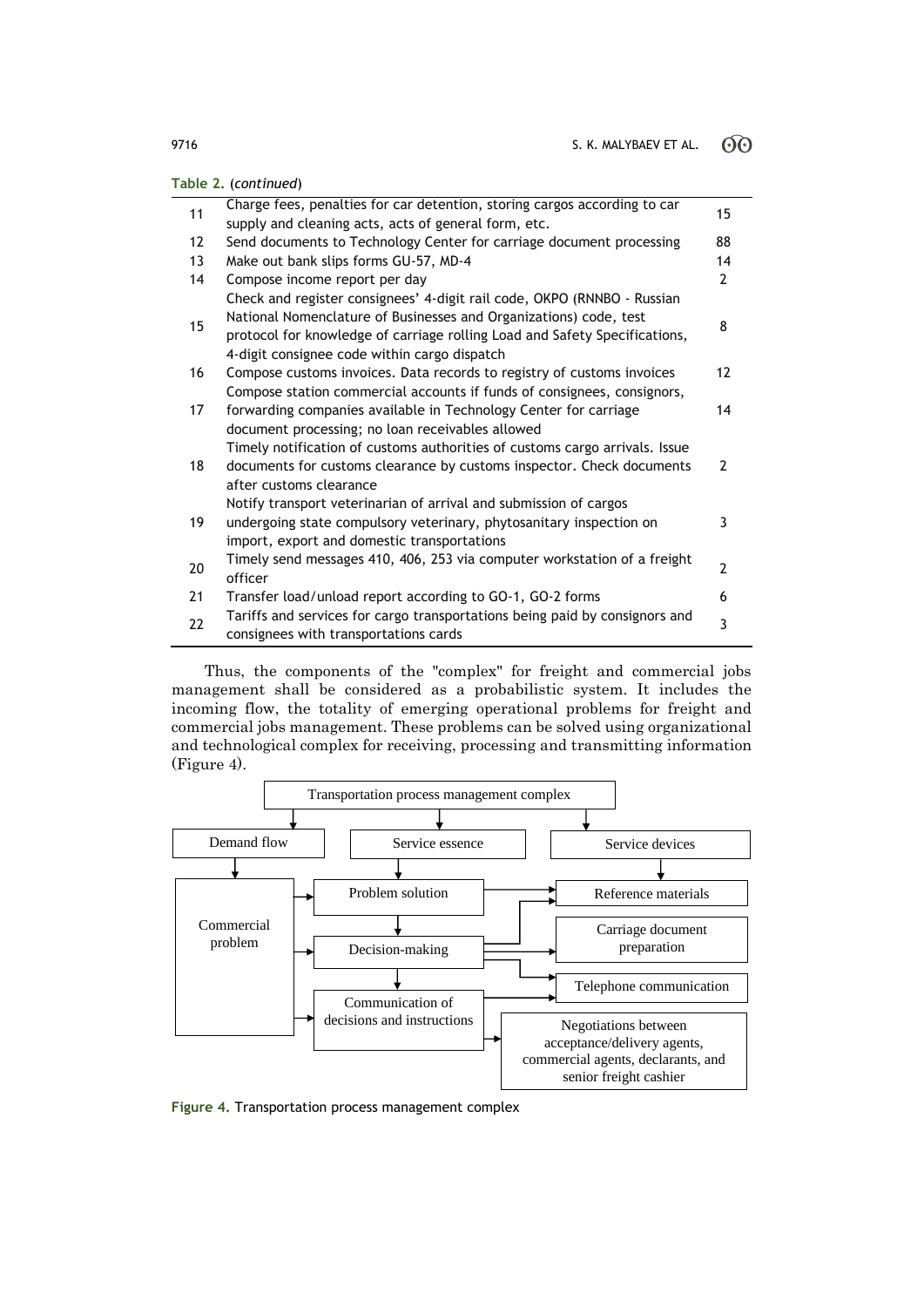Table 2. (*continued*)

| | | |
|---|---|---|
| 11 | Charge fees, penalties for car detention, storing cargos according to car supply and cleaning acts, acts of general form, etc. | 15 |
| 12 | Send documents to Technology Center for carriage document processing | 88 |
| 13 | Make out bank slips forms GU-57, MD-4 | 14 |
| 14 | Compose income report per day | 2 |
| 15 | Check and register consignees' 4-digit rail code, OKPO (RNNBO - Russian National Nomenclature of Businesses and Organizations) code, test protocol for knowledge of carriage rolling Load and Safety Specifications, 4-digit consignee code within cargo dispatch | 8 |
| 16 | Compose customs invoices. Data records to registry of customs invoices | 12 |
| 17 | Compose station commercial accounts if funds of consignees, consignors, forwarding companies available in Technology Center for carriage document processing; no loan receivables allowed | 14 |
| 18 | Timely notification of customs authorities of customs cargo arrivals. Issue documents for customs clearance by customs inspector. Check documents after customs clearance | 2 |
| 19 | Notify transport veterinarian of arrival and submission of cargos undergoing state compulsory veterinary, phytosanitary inspection on import, export and domestic transportations | 3 |
| 20 | Timely send messages 410, 406, 253 via computer workstation of a freight officer | 2 |
| 21 | Transfer load/unload report according to GO-1, GO-2 forms | 6 |
| 22 | Tariffs and services for cargo transportations being paid by consignors and consignees with transportations cards | 3 |

Thus, the components of the "complex" for freight and commercial jobs management shall be considered as a probabilistic system. It includes the incoming flow, the totality of emerging operational problems for freight and commercial jobs management. These problems can be solved using organizational and technological complex for receiving, processing and transmitting information (Figure 4).

Figure 4. Transportation process management complex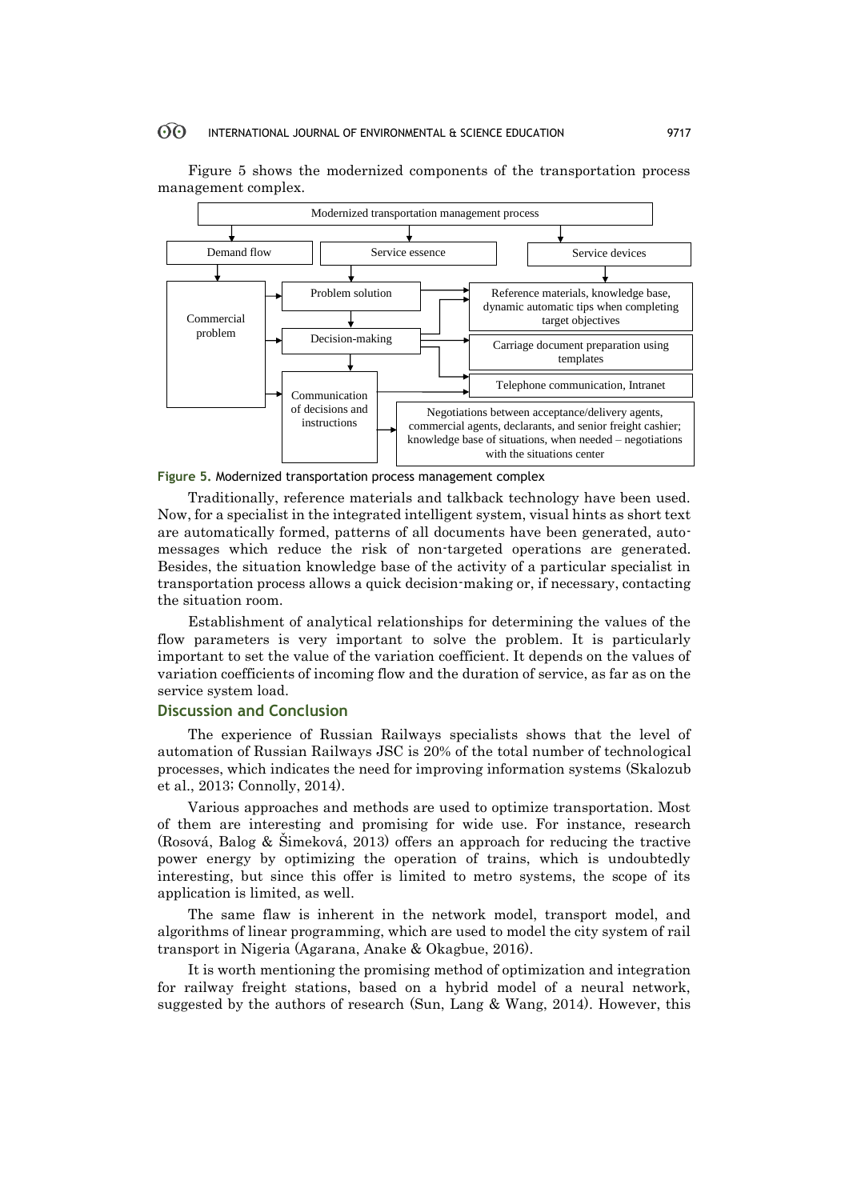Figure 5 shows the modernized components of the transportation process management complex.

Modernized transportation management process

- Demand flow
  - Commercial problem
- Service essence
  - Problem solution
  - Decision-making
  - Communication of decisions and instructions
- Service devices
  - Reference materials, knowledge base, dynamic automatic tips when completing target objectives
  - Carriage document preparation using templates
  - Telephone communication, Intranet
  - Negotiations between acceptance/delivery agents, commercial agents, declarants, and senior freight cashier; knowledge base of situations, when needed – negotiations with the situations center

**Figure 5.** Modernized transportation process management complex

Traditionally, reference materials and talkback technology have been used. Now, for a specialist in the integrated intelligent system, visual hints as short text are automatically formed, patterns of all documents have been generated, auto-messages which reduce the risk of non-targeted operations are generated. Besides, the situation knowledge base of the activity of a particular specialist in transportation process allows a quick decision-making or, if necessary, contacting the situation room.

Establishment of analytical relationships for determining the values of the flow parameters is very important to solve the problem. It is particularly important to set the value of the variation coefficient. It depends on the values of variation coefficients of incoming flow and the duration of service, as far as on the service system load.

## Discussion and Conclusion

The experience of Russian Railways specialists shows that the level of automation of Russian Railways JSC is 20% of the total number of technological processes, which indicates the need for improving information systems (Skalozub et al., 2013; Connolly, 2014).

Various approaches and methods are used to optimize transportation. Most of them are interesting and promising for wide use. For instance, research (Rosová, Balog & Šimeková, 2013) offers an approach for reducing the tractive power energy by optimizing the operation of trains, which is undoubtedly interesting, but since this offer is limited to metro systems, the scope of its application is limited, as well.

The same flaw is inherent in the network model, transport model, and algorithms of linear programming, which are used to model the city system of rail transport in Nigeria (Agarana, Anake & Okagbue, 2016).

It is worth mentioning the promising method of optimization and integration for railway freight stations, based on a hybrid model of a neural network, suggested by the authors of research (Sun, Lang & Wang, 2014). However, this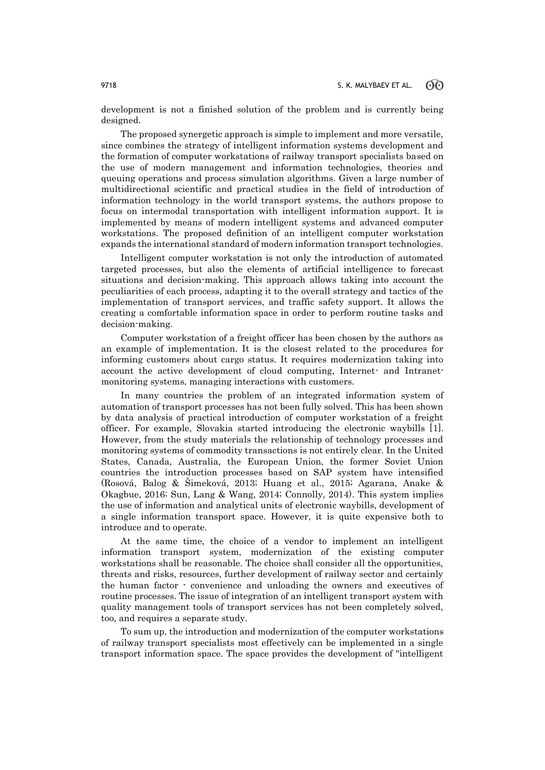development is not a finished solution of the problem and is currently being designed.

The proposed synergetic approach is simple to implement and more versatile, since combines the strategy of intelligent information systems development and the formation of computer workstations of railway transport specialists based on the use of modern management and information technologies, theories and queuing operations and process simulation algorithms. Given a large number of multidirectional scientific and practical studies in the field of introduction of information technology in the world transport systems, the authors propose to focus on intermodal transportation with intelligent information support. It is implemented by means of modern intelligent systems and advanced computer workstations. The proposed definition of an intelligent computer workstation expands the international standard of modern information transport technologies.

Intelligent computer workstation is not only the introduction of automated targeted processes, but also the elements of artificial intelligence to forecast situations and decision-making. This approach allows taking into account the peculiarities of each process, adapting it to the overall strategy and tactics of the implementation of transport services, and traffic safety support. It allows the creating a comfortable information space in order to perform routine tasks and decision-making.

Computer workstation of a freight officer has been chosen by the authors as an example of implementation. It is the closest related to the procedures for informing customers about cargo status. It requires modernization taking into account the active development of cloud computing, Internet- and Intranet-monitoring systems, managing interactions with customers.

In many countries the problem of an integrated information system of automation of transport processes has not been fully solved. This has been shown by data analysis of practical introduction of computer workstation of a freight officer. For example, Slovakia started introducing the electronic waybills [1]. However, from the study materials the relationship of technology processes and monitoring systems of commodity transactions is not entirely clear. In the United States, Canada, Australia, the European Union, the former Soviet Union countries the introduction processes based on SAP system have intensified (Rosová, Balog & Šimeková, 2013; Huang et al., 2015; Agarana, Anake & Okagbue, 2016; Sun, Lang & Wang, 2014; Connolly, 2014). This system implies the use of information and analytical units of electronic waybills, development of a single information transport space. However, it is quite expensive both to introduce and to operate.

At the same time, the choice of a vendor to implement an intelligent information transport system, modernization of the existing computer workstations shall be reasonable. The choice shall consider all the opportunities, threats and risks, resources, further development of railway sector and certainly the human factor - convenience and unloading the owners and executives of routine processes. The issue of integration of an intelligent transport system with quality management tools of transport services has not been completely solved, too, and requires a separate study.

To sum up, the introduction and modernization of the computer workstations of railway transport specialists most effectively can be implemented in a single transport information space. The space provides the development of "intelligent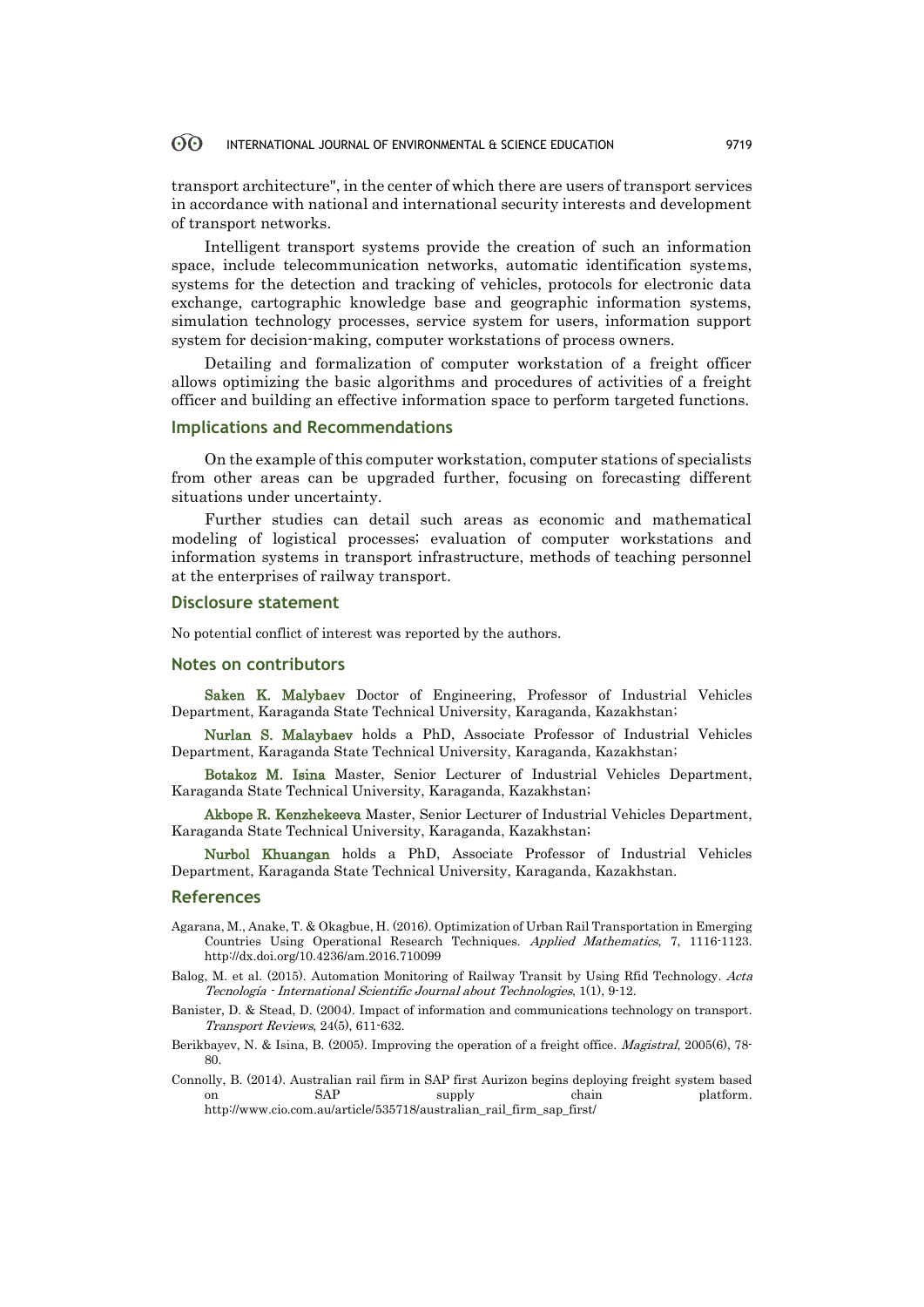transport architecture", in the center of which there are users of transport services in accordance with national and international security interests and development of transport networks.

Intelligent transport systems provide the creation of such an information space, include telecommunication networks, automatic identification systems, systems for the detection and tracking of vehicles, protocols for electronic data exchange, cartographic knowledge base and geographic information systems, simulation technology processes, service system for users, information support system for decision-making, computer workstations of process owners.

Detailing and formalization of computer workstation of a freight officer allows optimizing the basic algorithms and procedures of activities of a freight officer and building an effective information space to perform targeted functions.

## Implications and Recommendations

On the example of this computer workstation, computer stations of specialists from other areas can be upgraded further, focusing on forecasting different situations under uncertainty.

Further studies can detail such areas as economic and mathematical modeling of logistical processes; evaluation of computer workstations and information systems in transport infrastructure, methods of teaching personnel at the enterprises of railway transport.

## Disclosure statement

No potential conflict of interest was reported by the authors.

## Notes on contributors

**Saken K. Malybaev** Doctor of Engineering, Professor of Industrial Vehicles Department, Karaganda State Technical University, Karaganda, Kazakhstan;

**Nurlan S. Malaybaev** holds a PhD, Associate Professor of Industrial Vehicles Department, Karaganda State Technical University, Karaganda, Kazakhstan;

**Botakoz M. Isina** Master, Senior Lecturer of Industrial Vehicles Department, Karaganda State Technical University, Karaganda, Kazakhstan;

**Akbope R. Kenzhekeeva** Master, Senior Lecturer of Industrial Vehicles Department, Karaganda State Technical University, Karaganda, Kazakhstan;

**Nurbol Khuangan** holds a PhD, Associate Professor of Industrial Vehicles Department, Karaganda State Technical University, Karaganda, Kazakhstan.

## References

Agarana, M., Anake, T. & Okagbue, H. (2016). Optimization of Urban Rail Transportation in Emerging Countries Using Operational Research Techniques. *Applied Mathematics*, 7, 1116-1123. http://dx.doi.org/10.4236/am.2016.710099

Balog, M. et al. (2015). Automation Monitoring of Railway Transit by Using Rfid Technology. *Acta Tecnología - International Scientific Journal about Technologies*, 1(1), 9-12.

Banister, D. & Stead, D. (2004). Impact of information and communications technology on transport. *Transport Reviews*, 24(5), 611-632.

Berikbayev, N. & Isina, B. (2005). Improving the operation of a freight office. *Magistral*, 2005(6), 78-80.

Connolly, B. (2014). Australian rail firm in SAP first Aurizon begins deploying freight system based on SAP supply chain platform. http://www.cio.com.au/article/535718/australian_rail_firm_sap_first/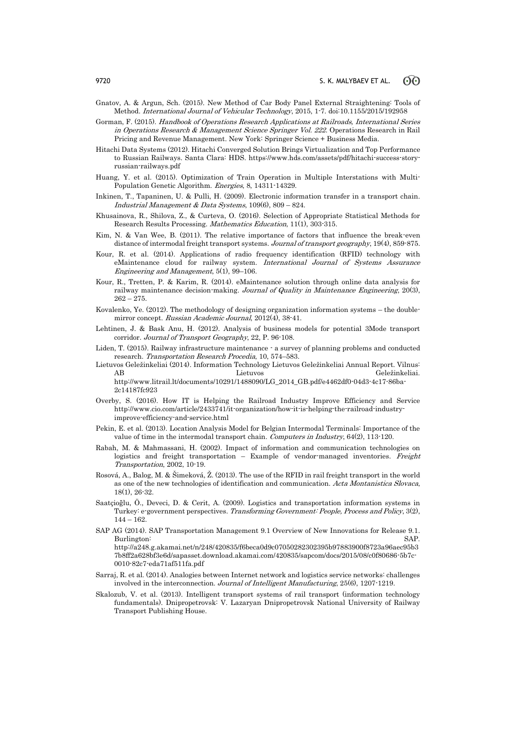Gnatov, A. & Argun, Sch. (2015). New Method of Car Body Panel External Straightening: Tools of Method. *International Journal of Vehicular Technology*, 2015, 1-7. doi:10.1155/2015/192958

Gorman, F. (2015). *Handbook of Operations Research Applications at Railroads, International Series in Operations Research & Management Science Springer Vol. 222.* Operations Research in Rail Pricing and Revenue Management. New York: Springer Science + Business Media.

Hitachi Data Systems (2012). Hitachi Converged Solution Brings Virtualization and Top Performance to Russian Railways. Santa Clara: HDS. https://www.hds.com/assets/pdf/hitachi-success-story-russian-railways.pdf

Huang, Y. et al. (2015). Optimization of Train Operation in Multiple Interstations with Multi-Population Genetic Algorithm. *Energies*, 8, 14311-14329.

Inkinen, T., Tapaninen, U. & Pulli, H. (2009). Electronic information transfer in a transport chain. *Industrial Management & Data Systems*, 109(6), 809 – 824.

Khusainova, R., Shilova, Z., & Curteva, O. (2016). Selection of Appropriate Statistical Methods for Research Results Processing. *Mathematics Education*, 11(1), 303-315.

Kim, N. & Van Wee, B. (2011). The relative importance of factors that influence the break-even distance of intermodal freight transport systems. *Journal of transport geography*, 19(4), 859-875.

Kour, R. et al. (2014). Applications of radio frequency identification (RFID) technology with eMaintenance cloud for railway system. *International Journal of Systems Assurance Engineering and Management*, 5(1), 99–106.

Kour, R., Tretten, P. & Karim, R. (2014). eMaintenance solution through online data analysis for railway maintenance decision-making. *Journal of Quality in Maintenance Engineering*, 20(3), 262 – 275.

Kovalenko, Ye. (2012). The methodology of designing organization information systems – the double-mirror concept. *Russian Academic Journal*, 2012(4), 38-41.

Lehtinen, J. & Bask Anu, H. (2012). Analysis of business models for potential 3Mode transport corridor. *Journal of Transport Geography*, 22, P. 96-108.

Liden, T. (2015). Railway infrastructure maintenance - a survey of planning problems and conducted research. *Transportation Research Procedia*, 10, 574–583.

Lietuvos Geležinkeliai (2014). Information Technology Lietuvos Geležinkeliai Annual Report. Vilnius: AB Lietuvos Geležinkeliai. http://www.litrail.lt/documents/10291/1488090/LG_2014_GB.pdf/e4462df0-04d3-4c17-86ba-2c14187fc923

Overby, S. (2016). How IT is Helping the Railroad Industry Improve Efficiency and Service http://www.cio.com/article/2433741/it-organization/how-it-is-helping-the-railroad-industry-improve-efficiency-and-service.html

Pekin, E. et al. (2013). Location Analysis Model for Belgian Intermodal Terminals: Importance of the value of time in the intermodal transport chain. *Computers in Industry*, 64(2), 113-120.

Rabah, M. & Mahmassani, H. (2002). Impact of information and communication technologies on logistics and freight transportation – Example of vendor-managed inventories. *Freight Transportation*, 2002, 10-19.

Rosová, A., Balog, M. & Šimeková, Ž. (2013). The use of the RFID in rail freight transport in the world as one of the new technologies of identification and communication. *Acta Montanistica Slovaca*, 18(1), 26-32.

Saatçioğlu, Ö., Deveci, D. & Cerit, A. (2009). Logistics and transportation information systems in Turkey: e-government perspectives. *Transforming Government: People, Process and Policy*, 3(2), 144 – 162.

SAP AG (2014). SAP Transportation Management 9.1 Overview of New Innovations for Release 9.1. Burlington: SAP. http://a248.g.akamai.net/n/248/420835/f6beca0d9c07050282302395b97883900f8723a96aec95b37b8ff2a628bf3e6d/sapasset.download.akamai.com/420835/sapcom/docs/2015/08/c0f80686-5b7c-0010-82c7-eda71af511fa.pdf

Sarraj, R. et al. (2014). Analogies between Internet network and logistics service networks: challenges involved in the interconnection. *Journal of Intelligent Manufacturing*, 25(6), 1207-1219.

Skalozub, V. et al. (2013). Intelligent transport systems of rail transport (information technology fundamentals). Dnipropetrovsk: V. Lazaryan Dnipropetrovsk National University of Railway Transport Publishing House.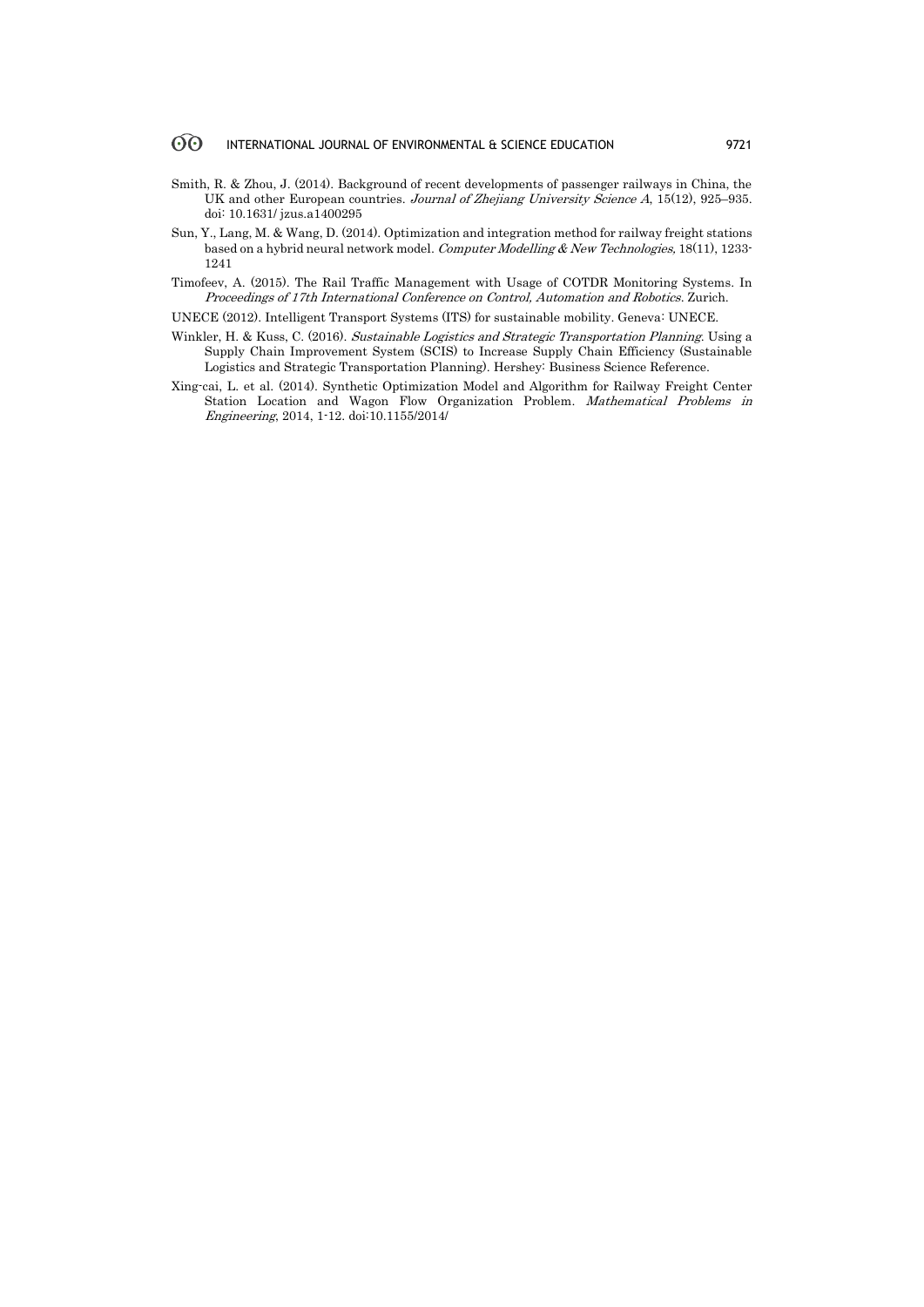Smith, R. & Zhou, J. (2014). Background of recent developments of passenger railways in China, the UK and other European countries. *Journal of Zhejiang University Science A*, 15(12), 925–935. doi: 10.1631/ jzus.a1400295

Sun, Y., Lang, M. & Wang, D. (2014). Optimization and integration method for railway freight stations based on a hybrid neural network model. *Computer Modelling & New Technologies,* 18(11), 1233-1241

Timofeev, A. (2015). The Rail Traffic Management with Usage of COTDR Monitoring Systems. In *Proceedings of 17th International Conference on Control, Automation and Robotics*. Zurich.

UNECE (2012). Intelligent Transport Systems (ITS) for sustainable mobility. Geneva: UNECE.

Winkler, H. & Kuss, C. (2016). *Sustainable Logistics and Strategic Transportation Planning*. Using a Supply Chain Improvement System (SCIS) to Increase Supply Chain Efficiency (Sustainable Logistics and Strategic Transportation Planning). Hershey: Business Science Reference.

Xing-cai, L. et al. (2014). Synthetic Optimization Model and Algorithm for Railway Freight Center Station Location and Wagon Flow Organization Problem. *Mathematical Problems in Engineering*, 2014, 1-12. doi:10.1155/2014/